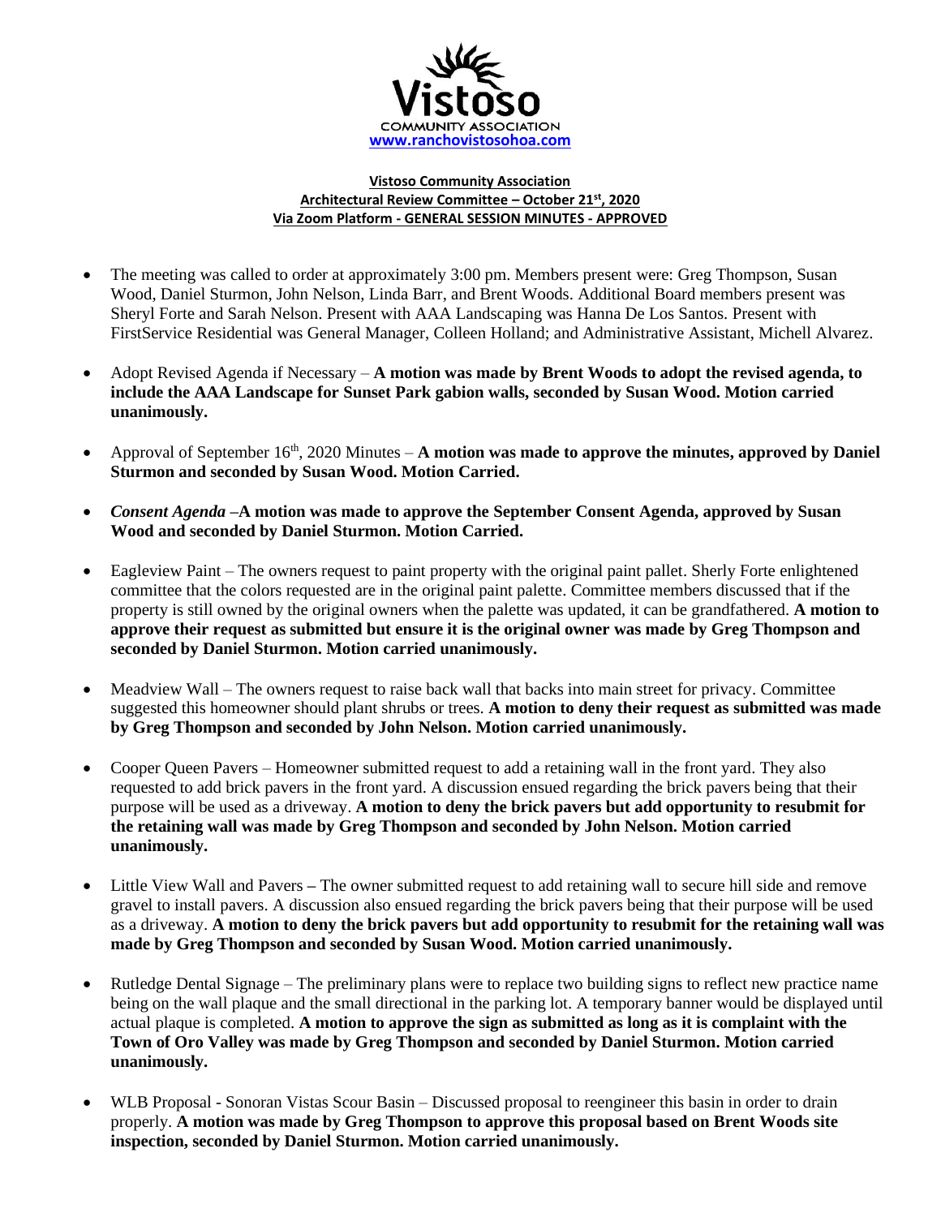Vistoso

COMMUNITY ASSOCIATION

www.ranchovistosohoa.com

**Vistoso Community Association**
**Architectural Review Committee – October 21st, 2020**
**Via Zoom Platform - GENERAL SESSION MINUTES - APPROVED**

- The meeting was called to order at approximately 3:00 pm. Members present were: Greg Thompson, Susan Wood, Daniel Sturmon, John Nelson, Linda Barr, and Brent Woods. Additional Board members present was Sheryl Forte and Sarah Nelson. Present with AAA Landscaping was Hanna De Los Santos. Present with FirstService Residential was General Manager, Colleen Holland; and Administrative Assistant, Michell Alvarez.
- Adopt Revised Agenda if Necessary – **A motion was made by Brent Woods to adopt the revised agenda, to include the AAA Landscape for Sunset Park gabion walls, seconded by Susan Wood. Motion carried unanimously.**
- Approval of September 16th, 2020 Minutes – **A motion was made to approve the minutes, approved by Daniel Sturmon and seconded by Susan Wood. Motion Carried.**
- ***Consent Agenda* –A motion was made to approve the September Consent Agenda, approved by Susan Wood and seconded by Daniel Sturmon. Motion Carried.**
- Eagleview Paint – The owners request to paint property with the original paint pallet. Sherly Forte enlightened committee that the colors requested are in the original paint palette. Committee members discussed that if the property is still owned by the original owners when the palette was updated, it can be grandfathered. **A motion to approve their request as submitted but ensure it is the original owner was made by Greg Thompson and seconded by Daniel Sturmon. Motion carried unanimously.**
- Meadview Wall – The owners request to raise back wall that backs into main street for privacy. Committee suggested this homeowner should plant shrubs or trees. **A motion to deny their request as submitted was made by Greg Thompson and seconded by John Nelson. Motion carried unanimously.**
- Cooper Queen Pavers – Homeowner submitted request to add a retaining wall in the front yard. They also requested to add brick pavers in the front yard. A discussion ensued regarding the brick pavers being that their purpose will be used as a driveway. **A motion to deny the brick pavers but add opportunity to resubmit for the retaining wall was made by Greg Thompson and seconded by John Nelson. Motion carried unanimously.**
- Little View Wall and Pavers **–** The owner submitted request to add retaining wall to secure hill side and remove gravel to install pavers. A discussion also ensued regarding the brick pavers being that their purpose will be used as a driveway. **A motion to deny the brick pavers but add opportunity to resubmit for the retaining wall was made by Greg Thompson and seconded by Susan Wood. Motion carried unanimously.**
- Rutledge Dental Signage – The preliminary plans were to replace two building signs to reflect new practice name being on the wall plaque and the small directional in the parking lot. A temporary banner would be displayed until actual plaque is completed. **A motion to approve the sign as submitted as long as it is complaint with the Town of Oro Valley was made by Greg Thompson and seconded by Daniel Sturmon. Motion carried unanimously.**
- WLB Proposal - Sonoran Vistas Scour Basin – Discussed proposal to reengineer this basin in order to drain properly. **A motion was made by Greg Thompson to approve this proposal based on Brent Woods site inspection, seconded by Daniel Sturmon. Motion carried unanimously.**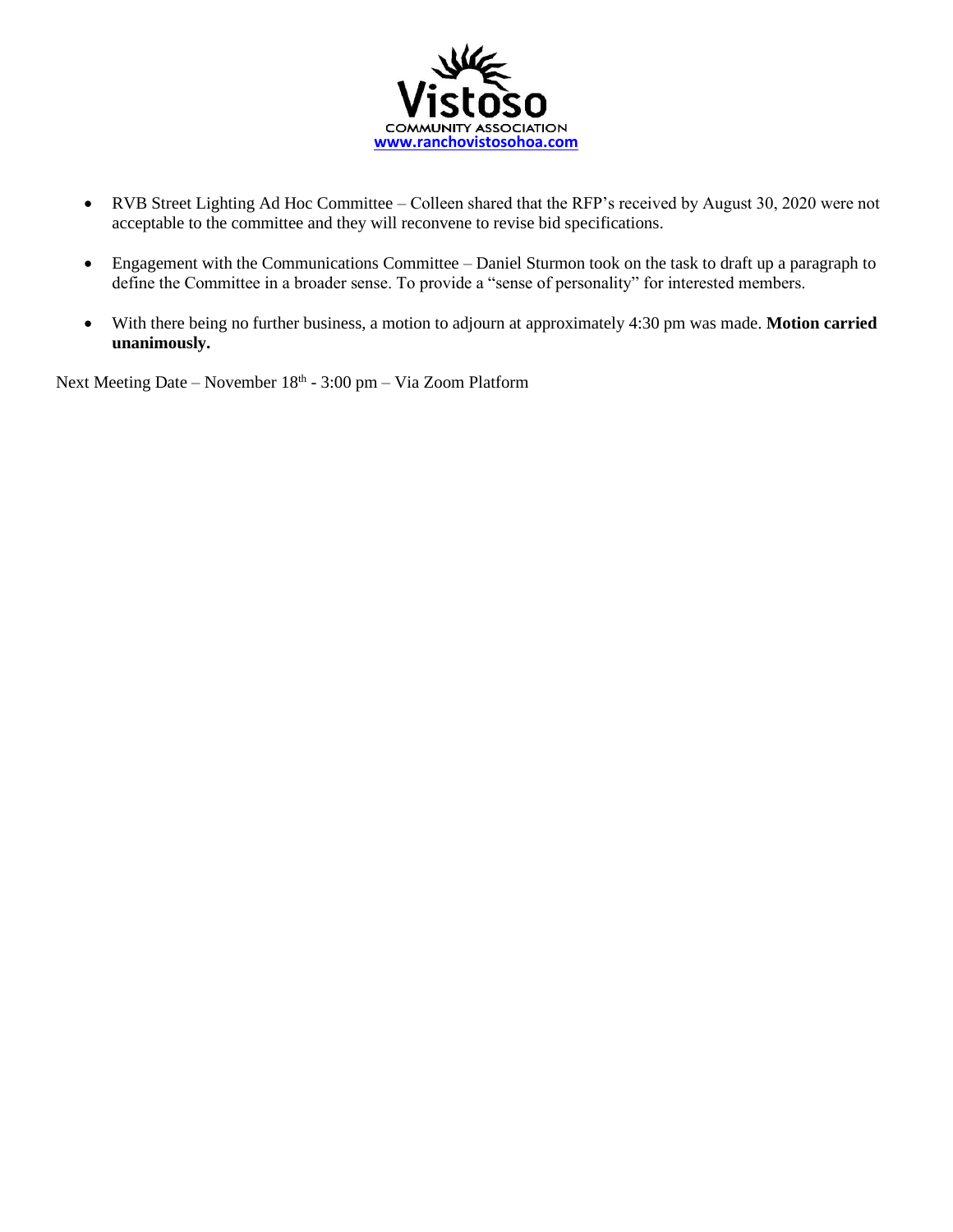- RVB Street Lighting Ad Hoc Committee – Colleen shared that the RFP's received by August 30, 2020 were not acceptable to the committee and they will reconvene to revise bid specifications.

- Engagement with the Communications Committee – Daniel Sturmon took on the task to draft up a paragraph to define the Committee in a broader sense. To provide a "sense of personality" for interested members.

- With there being no further business, a motion to adjourn at approximately 4:30 pm was made. **Motion carried unanimously.**

Next Meeting Date – November 18th - 3:00 pm – Via Zoom Platform